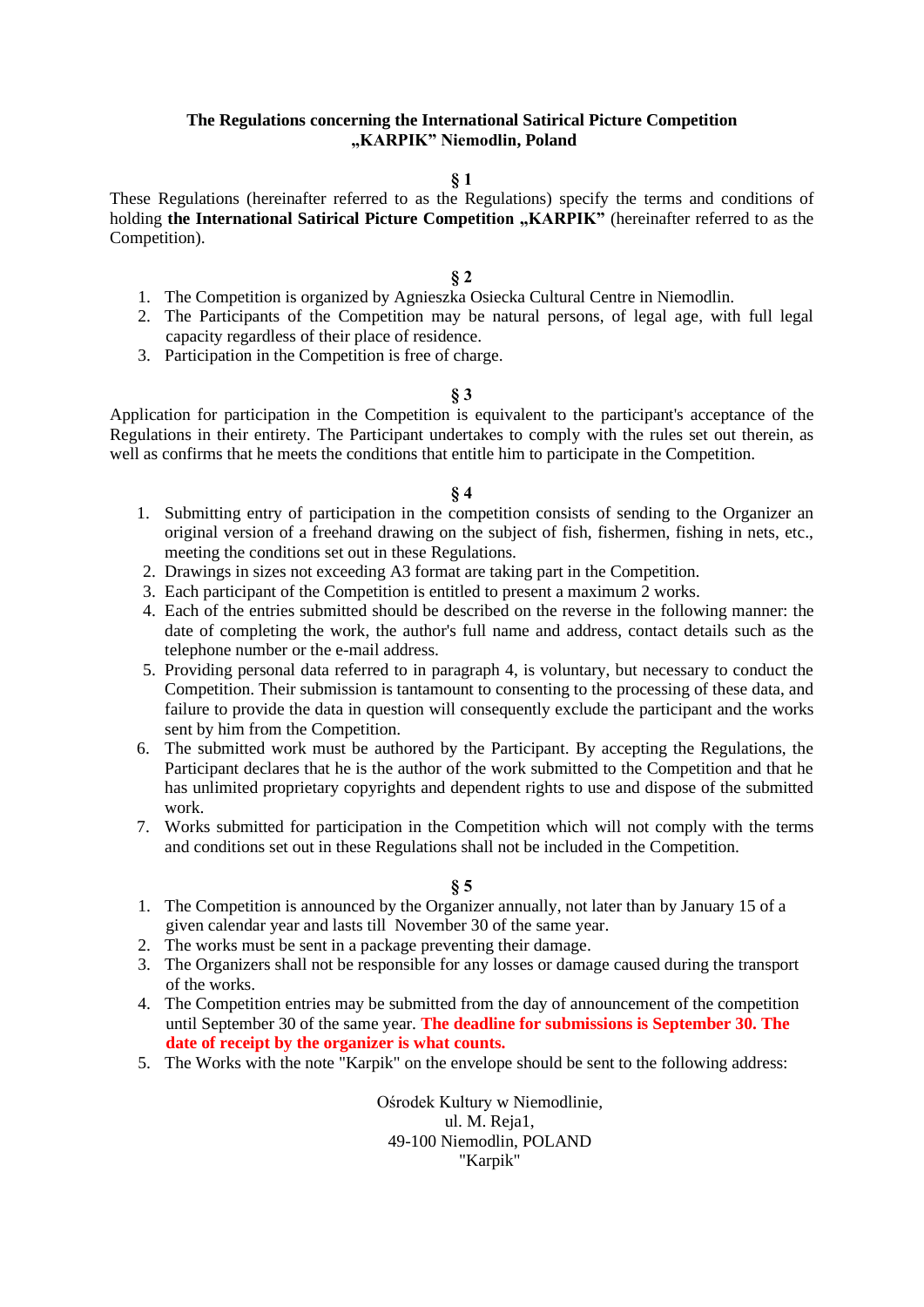**The Regulations concerning the International Satirical Picture Competition „KARPIK" Niemodlin, Poland**

**§ 1**

These Regulations (hereinafter referred to as the Regulations) specify the terms and conditions of holding **the International Satirical Picture Competition „KARPIK"** (hereinafter referred to as the Competition).

**§ 2**

1. The Competition is organized by Agnieszka Osiecka Cultural Centre in Niemodlin.
2. The Participants of the Competition may be natural persons, of legal age, with full legal capacity regardless of their place of residence.
3. Participation in the Competition is free of charge.

**§ 3**

Application for participation in the Competition is equivalent to the participant's acceptance of the Regulations in their entirety. The Participant undertakes to comply with the rules set out therein, as well as confirms that he meets the conditions that entitle him to participate in the Competition.

**§ 4**

1. Submitting entry of participation in the competition consists of sending to the Organizer an original version of a freehand drawing on the subject of fish, fishermen, fishing in nets, etc., meeting the conditions set out in these Regulations.
2. Drawings in sizes not exceeding A3 format are taking part in the Competition.
3. Each participant of the Competition is entitled to present a maximum 2 works.
4. Each of the entries submitted should be described on the reverse in the following manner: the date of completing the work, the author's full name and address, contact details such as the telephone number or the e-mail address.
5. Providing personal data referred to in paragraph 4, is voluntary, but necessary to conduct the Competition. Their submission is tantamount to consenting to the processing of these data, and failure to provide the data in question will consequently exclude the participant and the works sent by him from the Competition.
6. The submitted work must be authored by the Participant. By accepting the Regulations, the Participant declares that he is the author of the work submitted to the Competition and that he has unlimited proprietary copyrights and dependent rights to use and dispose of the submitted work.
7. Works submitted for participation in the Competition which will not comply with the terms and conditions set out in these Regulations shall not be included in the Competition.

**§ 5**

1. The Competition is announced by the Organizer annually, not later than by January 15 of a given calendar year and lasts till November 30 of the same year.
2. The works must be sent in a package preventing their damage.
3. The Organizers shall not be responsible for any losses or damage caused during the transport of the works.
4. The Competition entries may be submitted from the day of announcement of the competition until September 30 of the same year. **The deadline for submissions is September 30. The date of receipt by the organizer is what counts.**
5. The Works with the note "Karpik" on the envelope should be sent to the following address:

Ośrodek Kultury w Niemodlinie,
ul. M. Reja1,
49-100 Niemodlin, POLAND
"Karpik"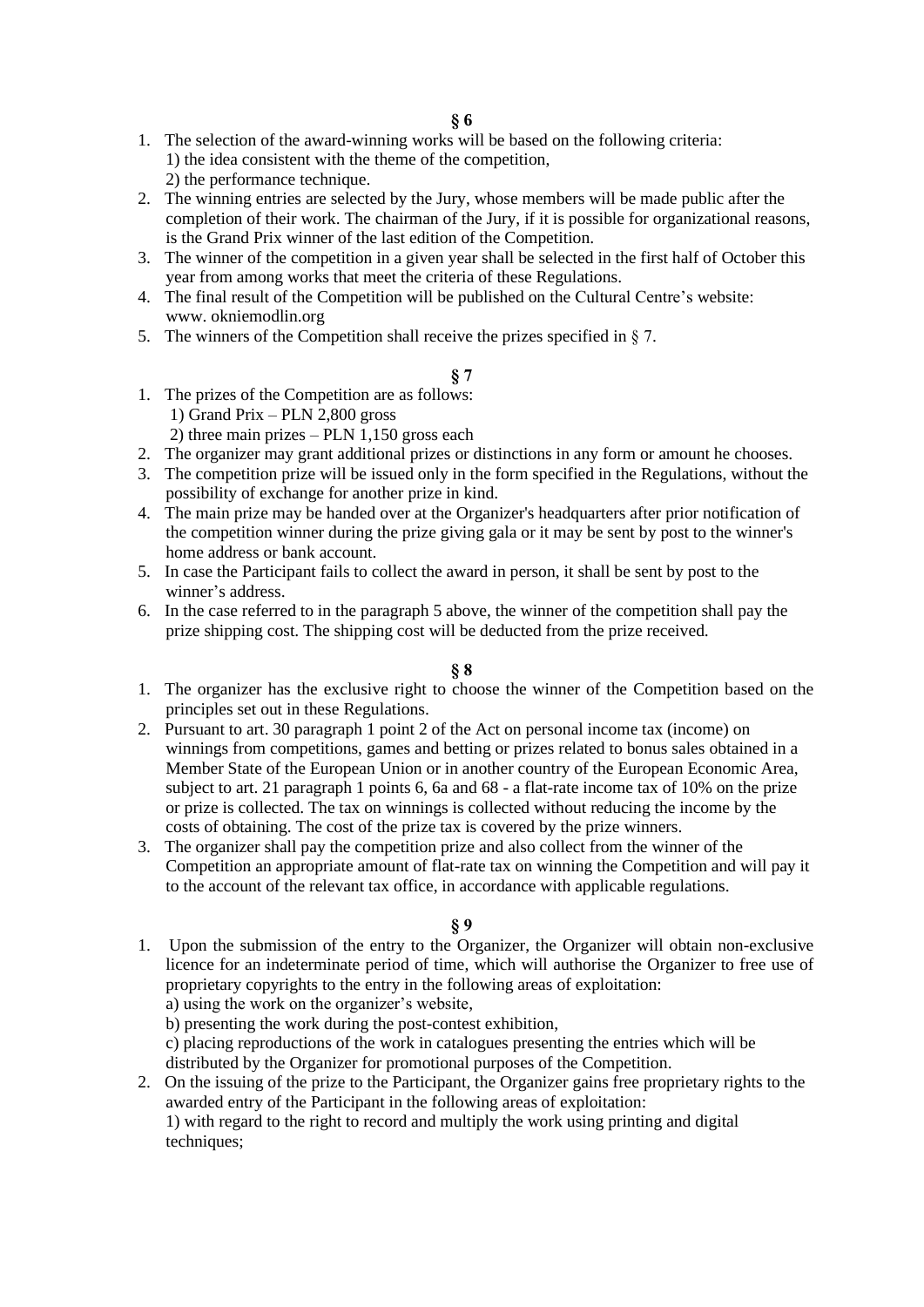**§ 6**

1. The selection of the award-winning works will be based on the following criteria:
   1) the idea consistent with the theme of the competition,
   2) the performance technique.
2. The winning entries are selected by the Jury, whose members will be made public after the completion of their work. The chairman of the Jury, if it is possible for organizational reasons, is the Grand Prix winner of the last edition of the Competition.
3. The winner of the competition in a given year shall be selected in the first half of October this year from among works that meet the criteria of these Regulations.
4. The final result of the Competition will be published on the Cultural Centre's website: www. okniemodlin.org
5. The winners of the Competition shall receive the prizes specified in § 7.

**§ 7**

1. The prizes of the Competition are as follows:
   1) Grand Prix – PLN 2,800 gross
   2) three main prizes – PLN 1,150 gross each
2. The organizer may grant additional prizes or distinctions in any form or amount he chooses.
3. The competition prize will be issued only in the form specified in the Regulations, without the possibility of exchange for another prize in kind.
4. The main prize may be handed over at the Organizer's headquarters after prior notification of the competition winner during the prize giving gala or it may be sent by post to the winner's home address or bank account.
5. In case the Participant fails to collect the award in person, it shall be sent by post to the winner's address.
6. In the case referred to in the paragraph 5 above, the winner of the competition shall pay the prize shipping cost. The shipping cost will be deducted from the prize received.

**§ 8**

1. The organizer has the exclusive right to choose the winner of the Competition based on the principles set out in these Regulations.
2. Pursuant to art. 30 paragraph 1 point 2 of the Act on personal income tax (income) on winnings from competitions, games and betting or prizes related to bonus sales obtained in a Member State of the European Union or in another country of the European Economic Area, subject to art. 21 paragraph 1 points 6, 6a and 68 - a flat-rate income tax of 10% on the prize or prize is collected. The tax on winnings is collected without reducing the income by the costs of obtaining. The cost of the prize tax is covered by the prize winners.
3. The organizer shall pay the competition prize and also collect from the winner of the Competition an appropriate amount of flat-rate tax on winning the Competition and will pay it to the account of the relevant tax office, in accordance with applicable regulations.

**§ 9**

1. Upon the submission of the entry to the Organizer, the Organizer will obtain non-exclusive licence for an indeterminate period of time, which will authorise the Organizer to free use of proprietary copyrights to the entry in the following areas of exploitation:
   a) using the work on the organizer's website,
   b) presenting the work during the post-contest exhibition,
   c) placing reproductions of the work in catalogues presenting the entries which will be distributed by the Organizer for promotional purposes of the Competition.
2. On the issuing of the prize to the Participant, the Organizer gains free proprietary rights to the awarded entry of the Participant in the following areas of exploitation:
   1) with regard to the right to record and multiply the work using printing and digital techniques;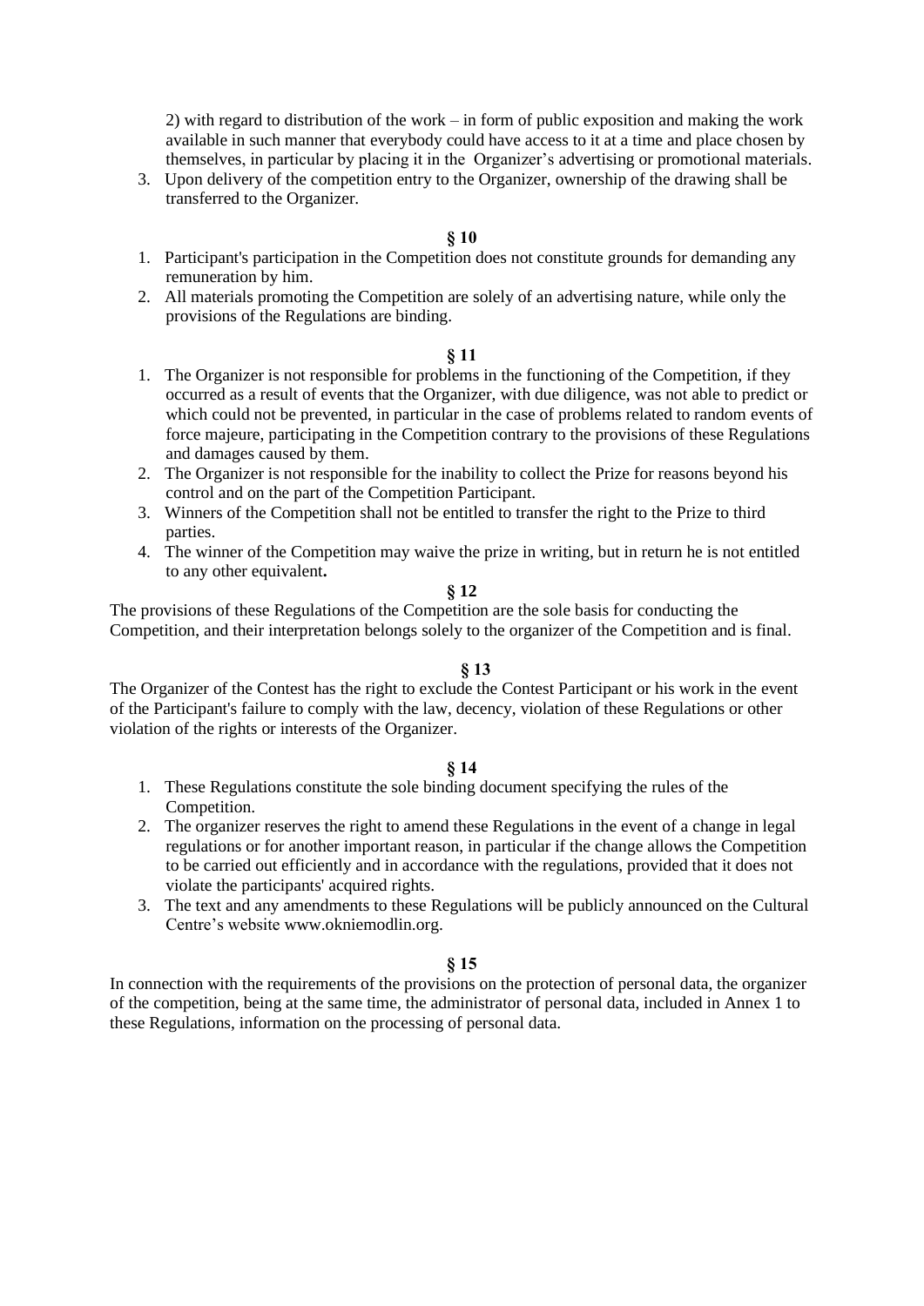2) with regard to distribution of the work – in form of public exposition and making the work available in such manner that everybody could have access to it at a time and place chosen by themselves, in particular by placing it in the Organizer's advertising or promotional materials.

3. Upon delivery of the competition entry to the Organizer, ownership of the drawing shall be transferred to the Organizer.

**§ 10**

1. Participant's participation in the Competition does not constitute grounds for demanding any remuneration by him.
2. All materials promoting the Competition are solely of an advertising nature, while only the provisions of the Regulations are binding.

**§ 11**

1. The Organizer is not responsible for problems in the functioning of the Competition, if they occurred as a result of events that the Organizer, with due diligence, was not able to predict or which could not be prevented, in particular in the case of problems related to random events of force majeure, participating in the Competition contrary to the provisions of these Regulations and damages caused by them.
2. The Organizer is not responsible for the inability to collect the Prize for reasons beyond his control and on the part of the Competition Participant.
3. Winners of the Competition shall not be entitled to transfer the right to the Prize to third parties.
4. The winner of the Competition may waive the prize in writing, but in return he is not entitled to any other equivalent**.**

**§ 12**

The provisions of these Regulations of the Competition are the sole basis for conducting the Competition, and their interpretation belongs solely to the organizer of the Competition and is final.

**§ 13**

The Organizer of the Contest has the right to exclude the Contest Participant or his work in the event of the Participant's failure to comply with the law, decency, violation of these Regulations or other violation of the rights or interests of the Organizer.

**§ 14**

1. These Regulations constitute the sole binding document specifying the rules of the Competition.
2. The organizer reserves the right to amend these Regulations in the event of a change in legal regulations or for another important reason, in particular if the change allows the Competition to be carried out efficiently and in accordance with the regulations, provided that it does not violate the participants' acquired rights.
3. The text and any amendments to these Regulations will be publicly announced on the Cultural Centre's website www.okniemodlin.org.

**§ 15**

In connection with the requirements of the provisions on the protection of personal data, the organizer of the competition, being at the same time, the administrator of personal data, included in Annex 1 to these Regulations, information on the processing of personal data.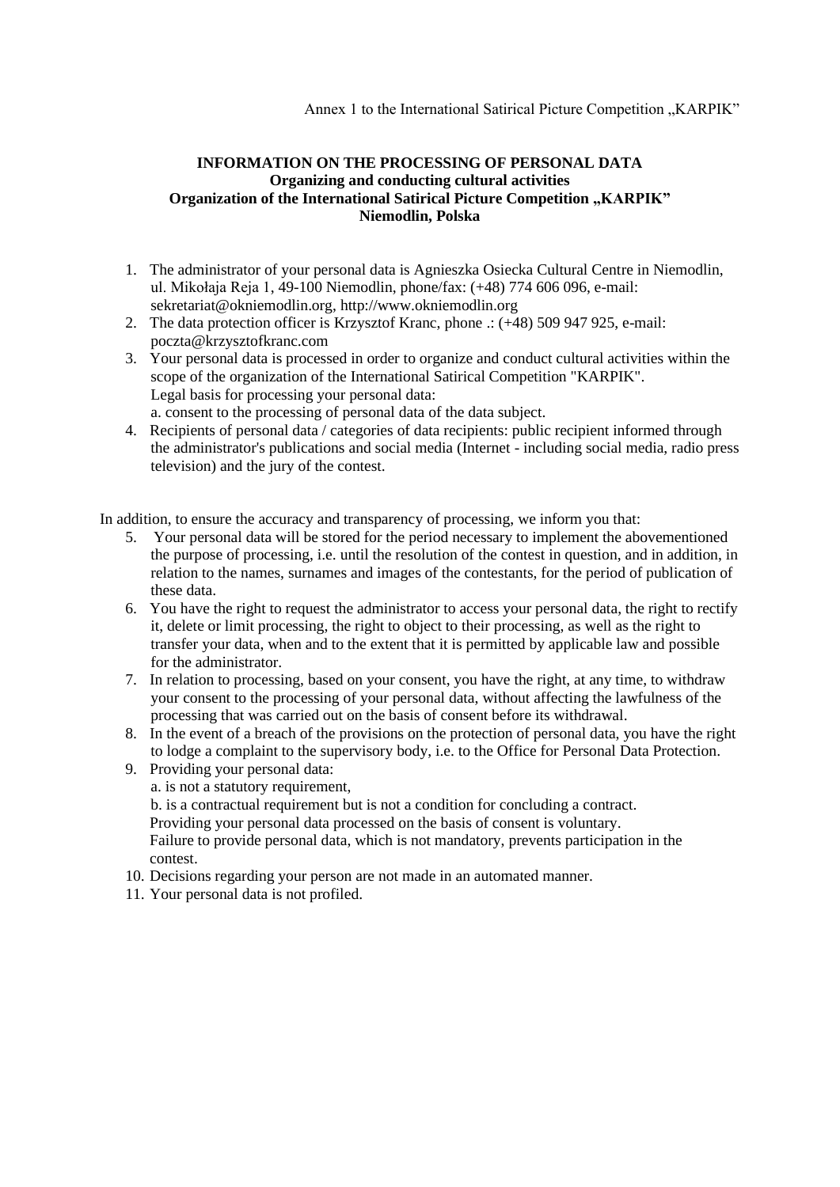Annex 1 to the International Satirical Picture Competition „KARPIK"

**INFORMATION ON THE PROCESSING OF PERSONAL DATA**
**Organizing and conducting cultural activities**
**Organization of the International Satirical Picture Competition „KARPIK"**
**Niemodlin, Polska**

1. The administrator of your personal data is Agnieszka Osiecka Cultural Centre in Niemodlin, ul. Mikołaja Reja 1, 49-100 Niemodlin, phone/fax: (+48) 774 606 096, e-mail: sekretariat@okniemodlin.org, http://www.okniemodlin.org
2. The data protection officer is Krzysztof Kranc, phone .: (+48) 509 947 925, e-mail: poczta@krzysztofkranc.com
3. Your personal data is processed in order to organize and conduct cultural activities within the scope of the organization of the International Satirical Competition "KARPIK".
   Legal basis for processing your personal data:
   a. consent to the processing of personal data of the data subject.
4. Recipients of personal data / categories of data recipients: public recipient informed through the administrator's publications and social media (Internet - including social media, radio press television) and the jury of the contest.

In addition, to ensure the accuracy and transparency of processing, we inform you that:

5. Your personal data will be stored for the period necessary to implement the abovementioned the purpose of processing, i.e. until the resolution of the contest in question, and in addition, in relation to the names, surnames and images of the contestants, for the period of publication of these data.
6. You have the right to request the administrator to access your personal data, the right to rectify it, delete or limit processing, the right to object to their processing, as well as the right to transfer your data, when and to the extent that it is permitted by applicable law and possible for the administrator.
7. In relation to processing, based on your consent, you have the right, at any time, to withdraw your consent to the processing of your personal data, without affecting the lawfulness of the processing that was carried out on the basis of consent before its withdrawal.
8. In the event of a breach of the provisions on the protection of personal data, you have the right to lodge a complaint to the supervisory body, i.e. to the Office for Personal Data Protection.
9. Providing your personal data:
   a. is not a statutory requirement,
   b. is a contractual requirement but is not a condition for concluding a contract.
   Providing your personal data processed on the basis of consent is voluntary.
   Failure to provide personal data, which is not mandatory, prevents participation in the contest.
10. Decisions regarding your person are not made in an automated manner.
11. Your personal data is not profiled.